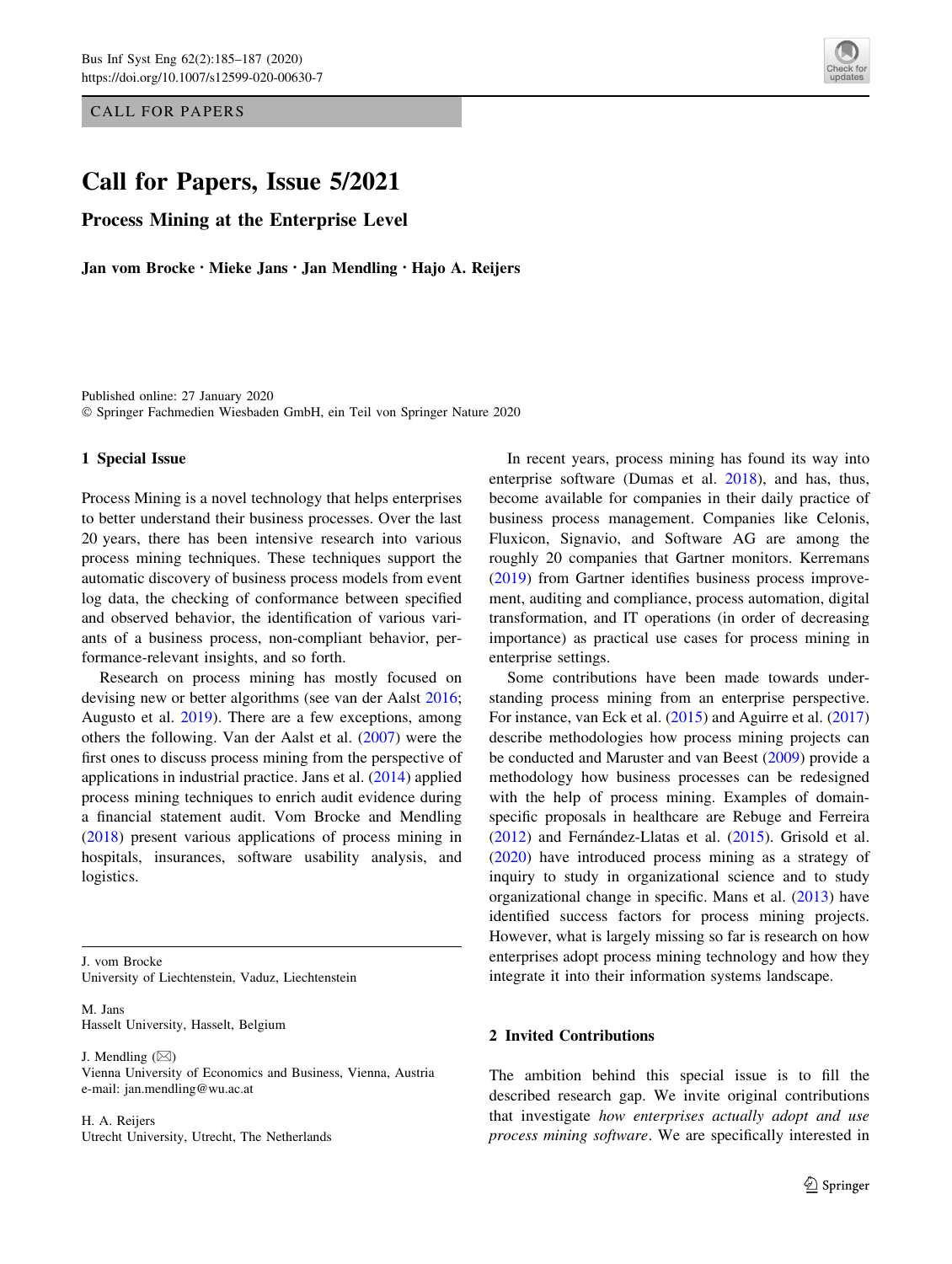CALL FOR PAPERS

# Call for Papers, Issue 5/2021

## Process Mining at the Enterprise Level

**Jan vom Brocke · Mieke Jans · Jan Mendling · Hajo A. Reijers**

Published online: 27 January 2020
© Springer Fachmedien Wiesbaden GmbH, ein Teil von Springer Nature 2020

### 1 Special Issue

Process Mining is a novel technology that helps enterprises to better understand their business processes. Over the last 20 years, there has been intensive research into various process mining techniques. These techniques support the automatic discovery of business process models from event log data, the checking of conformance between specified and observed behavior, the identification of various variants of a business process, non-compliant behavior, performance-relevant insights, and so forth.

Research on process mining has mostly focused on devising new or better algorithms (see van der Aalst 2016; Augusto et al. 2019). There are a few exceptions, among others the following. Van der Aalst et al. (2007) were the first ones to discuss process mining from the perspective of applications in industrial practice. Jans et al. (2014) applied process mining techniques to enrich audit evidence during a financial statement audit. Vom Brocke and Mendling (2018) present various applications of process mining in hospitals, insurances, software usability analysis, and logistics.

In recent years, process mining has found its way into enterprise software (Dumas et al. 2018), and has, thus, become available for companies in their daily practice of business process management. Companies like Celonis, Fluxicon, Signavio, and Software AG are among the roughly 20 companies that Gartner monitors. Kerremans (2019) from Gartner identifies business process improvement, auditing and compliance, process automation, digital transformation, and IT operations (in order of decreasing importance) as practical use cases for process mining in enterprise settings.

Some contributions have been made towards understanding process mining from an enterprise perspective. For instance, van Eck et al. (2015) and Aguirre et al. (2017) describe methodologies how process mining projects can be conducted and Maruster and van Beest (2009) provide a methodology how business processes can be redesigned with the help of process mining. Examples of domain-specific proposals in healthcare are Rebuge and Ferreira (2012) and Fernández-Llatas et al. (2015). Grisold et al. (2020) have introduced process mining as a strategy of inquiry to study in organizational science and to study organizational change in specific. Mans et al. (2013) have identified success factors for process mining projects. However, what is largely missing so far is research on how enterprises adopt process mining technology and how they integrate it into their information systems landscape.

### 2 Invited Contributions

The ambition behind this special issue is to fill the described research gap. We invite original contributions that investigate *how enterprises actually adopt and use process mining software*. We are specifically interested in

---

J. vom Brocke
University of Liechtenstein, Vaduz, Liechtenstein

M. Jans
Hasselt University, Hasselt, Belgium

J. Mendling (✉)
Vienna University of Economics and Business, Vienna, Austria
e-mail: jan.mendling@wu.ac.at

H. A. Reijers
Utrecht University, Utrecht, The Netherlands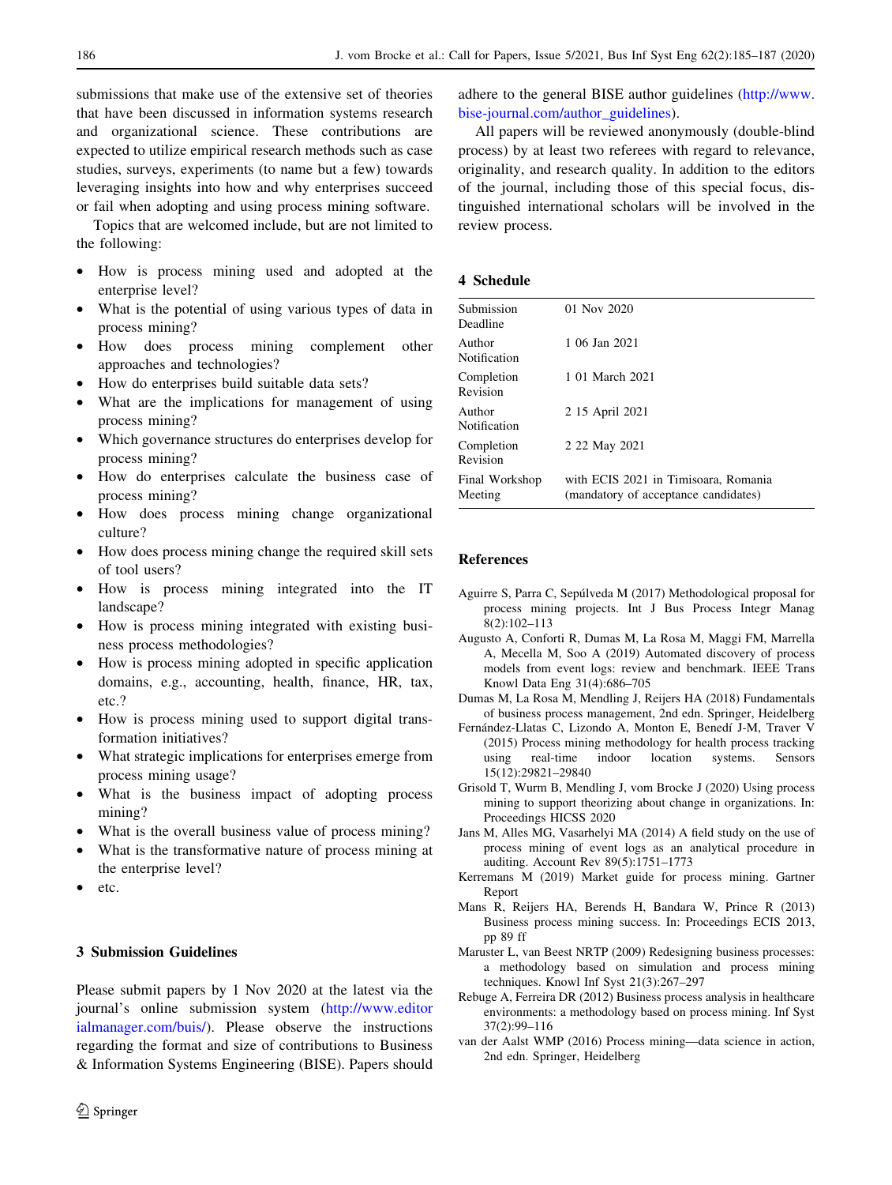submissions that make use of the extensive set of theories that have been discussed in information systems research and organizational science. These contributions are expected to utilize empirical research methods such as case studies, surveys, experiments (to name but a few) towards leveraging insights into how and why enterprises succeed or fail when adopting and using process mining software.

Topics that are welcomed include, but are not limited to the following:

- How is process mining used and adopted at the enterprise level?
- What is the potential of using various types of data in process mining?
- How does process mining complement other approaches and technologies?
- How do enterprises build suitable data sets?
- What are the implications for management of using process mining?
- Which governance structures do enterprises develop for process mining?
- How do enterprises calculate the business case of process mining?
- How does process mining change organizational culture?
- How does process mining change the required skill sets of tool users?
- How is process mining integrated into the IT landscape?
- How is process mining integrated with existing business process methodologies?
- How is process mining adopted in specific application domains, e.g., accounting, health, finance, HR, tax, etc.?
- How is process mining used to support digital transformation initiatives?
- What strategic implications for enterprises emerge from process mining usage?
- What is the business impact of adopting process mining?
- What is the overall business value of process mining?
- What is the transformative nature of process mining at the enterprise level?
- etc.

## 3 Submission Guidelines

Please submit papers by 1 Nov 2020 at the latest via the journal's online submission system (http://www.editorialmanager.com/buis/). Please observe the instructions regarding the format and size of contributions to Business & Information Systems Engineering (BISE). Papers should adhere to the general BISE author guidelines (http://www.bise-journal.com/author_guidelines).

All papers will be reviewed anonymously (double-blind process) by at least two referees with regard to relevance, originality, and research quality. In addition to the editors of the journal, including those of this special focus, distinguished international scholars will be involved in the review process.

## 4 Schedule

| | |
|---|---|
| Submission Deadline | 01 Nov 2020 |
| Author Notification | 1 06 Jan 2021 |
| Completion Revision | 1 01 March 2021 |
| Author Notification | 2 15 April 2021 |
| Completion Revision | 2 22 May 2021 |
| Final Workshop Meeting | with ECIS 2021 in Timisoara, Romania (mandatory of acceptance candidates) |

## References

Aguirre S, Parra C, Sepúlveda M (2017) Methodological proposal for process mining projects. Int J Bus Process Integr Manag 8(2):102–113

Augusto A, Conforti R, Dumas M, La Rosa M, Maggi FM, Marrella A, Mecella M, Soo A (2019) Automated discovery of process models from event logs: review and benchmark. IEEE Trans Knowl Data Eng 31(4):686–705

Dumas M, La Rosa M, Mendling J, Reijers HA (2018) Fundamentals of business process management, 2nd edn. Springer, Heidelberg

Fernández-Llatas C, Lizondo A, Monton E, Benedí J-M, Traver V (2015) Process mining methodology for health process tracking using real-time indoor location systems. Sensors 15(12):29821–29840

Grisold T, Wurm B, Mendling J, vom Brocke J (2020) Using process mining to support theorizing about change in organizations. In: Proceedings HICSS 2020

Jans M, Alles MG, Vasarhelyi MA (2014) A field study on the use of process mining of event logs as an analytical procedure in auditing. Account Rev 89(5):1751–1773

Kerremans M (2019) Market guide for process mining. Gartner Report

Mans R, Reijers HA, Berends H, Bandara W, Prince R (2013) Business process mining success. In: Proceedings ECIS 2013, pp 89 ff

Maruster L, van Beest NRTP (2009) Redesigning business processes: a methodology based on simulation and process mining techniques. Knowl Inf Syst 21(3):267–297

Rebuge A, Ferreira DR (2012) Business process analysis in healthcare environments: a methodology based on process mining. Inf Syst 37(2):99–116

van der Aalst WMP (2016) Process mining—data science in action, 2nd edn. Springer, Heidelberg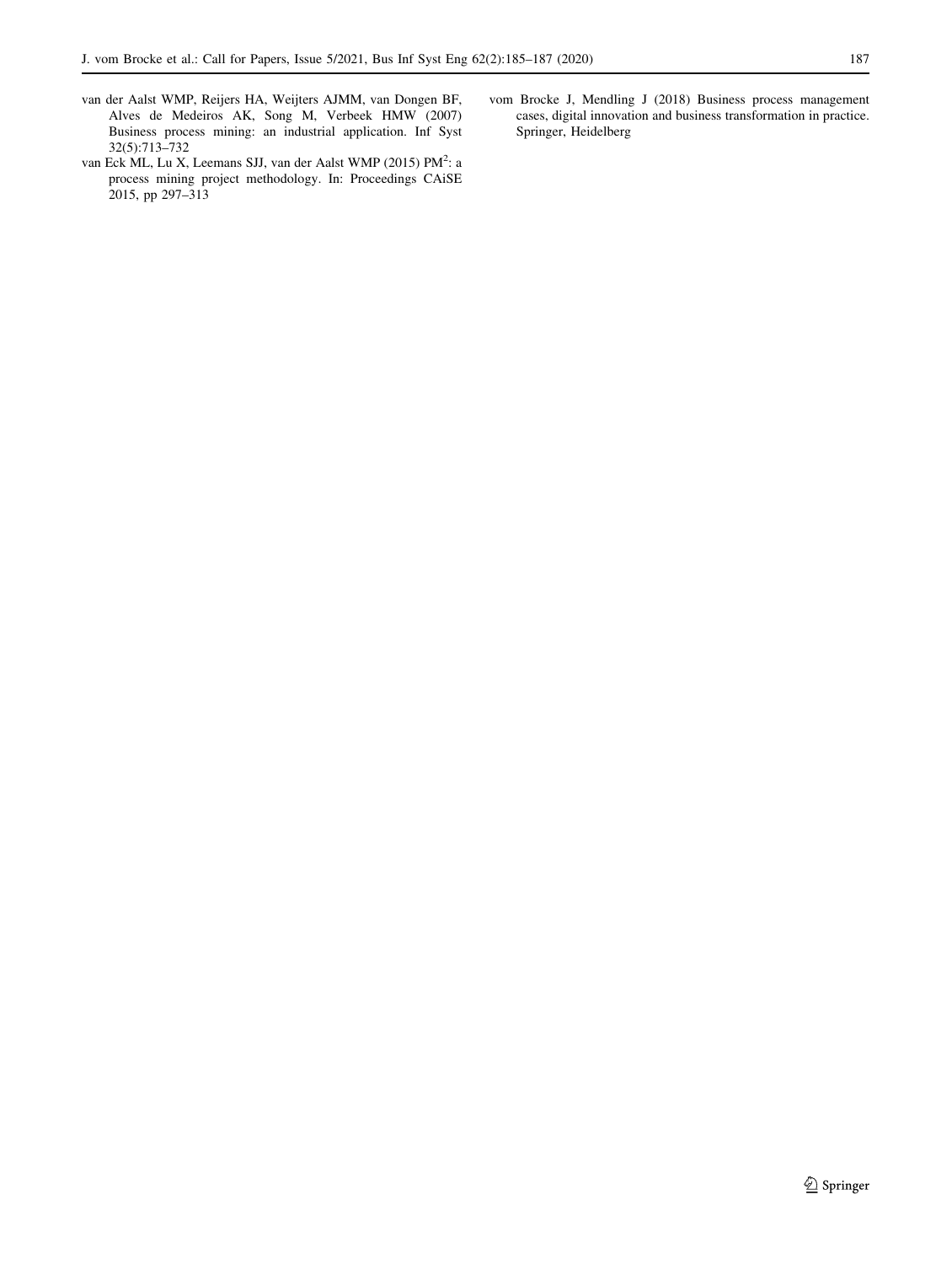van der Aalst WMP, Reijers HA, Weijters AJMM, van Dongen BF, Alves de Medeiros AK, Song M, Verbeek HMW (2007) Business process mining: an industrial application. Inf Syst 32(5):713–732

van Eck ML, Lu X, Leemans SJJ, van der Aalst WMP (2015) $PM^2$: a process mining project methodology. In: Proceedings CAiSE 2015, pp 297–313

vom Brocke J, Mendling J (2018) Business process management cases, digital innovation and business transformation in practice. Springer, Heidelberg